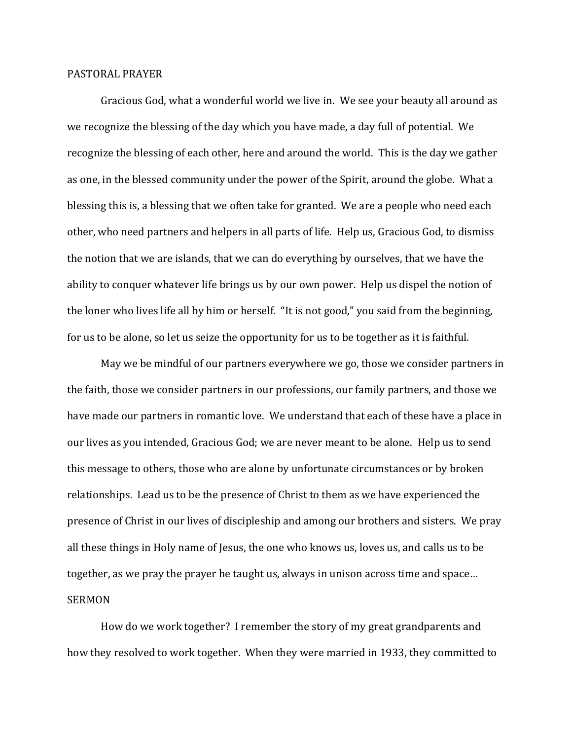## PASTORAL PRAYER

Gracious God, what a wonderful world we live in. We see your beauty all around as we recognize the blessing of the day which you have made, a day full of potential. We recognize the blessing of each other, here and around the world. This is the day we gather as one, in the blessed community under the power of the Spirit, around the globe. What a blessing this is, a blessing that we often take for granted. We are a people who need each other, who need partners and helpers in all parts of life. Help us, Gracious God, to dismiss the notion that we are islands, that we can do everything by ourselves, that we have the ability to conquer whatever life brings us by our own power. Help us dispel the notion of the loner who lives life all by him or herself. "It is not good," you said from the beginning, for us to be alone, so let us seize the opportunity for us to be together as it is faithful.

May we be mindful of our partners everywhere we go, those we consider partners in the faith, those we consider partners in our professions, our family partners, and those we have made our partners in romantic love. We understand that each of these have a place in our lives as you intended, Gracious God; we are never meant to be alone. Help us to send this message to others, those who are alone by unfortunate circumstances or by broken relationships. Lead us to be the presence of Christ to them as we have experienced the presence of Christ in our lives of discipleship and among our brothers and sisters. We pray all these things in Holy name of Jesus, the one who knows us, loves us, and calls us to be together, as we pray the prayer he taught us, always in unison across time and space…

## SERMON

How do we work together? I remember the story of my great grandparents and how they resolved to work together. When they were married in 1933, they committed to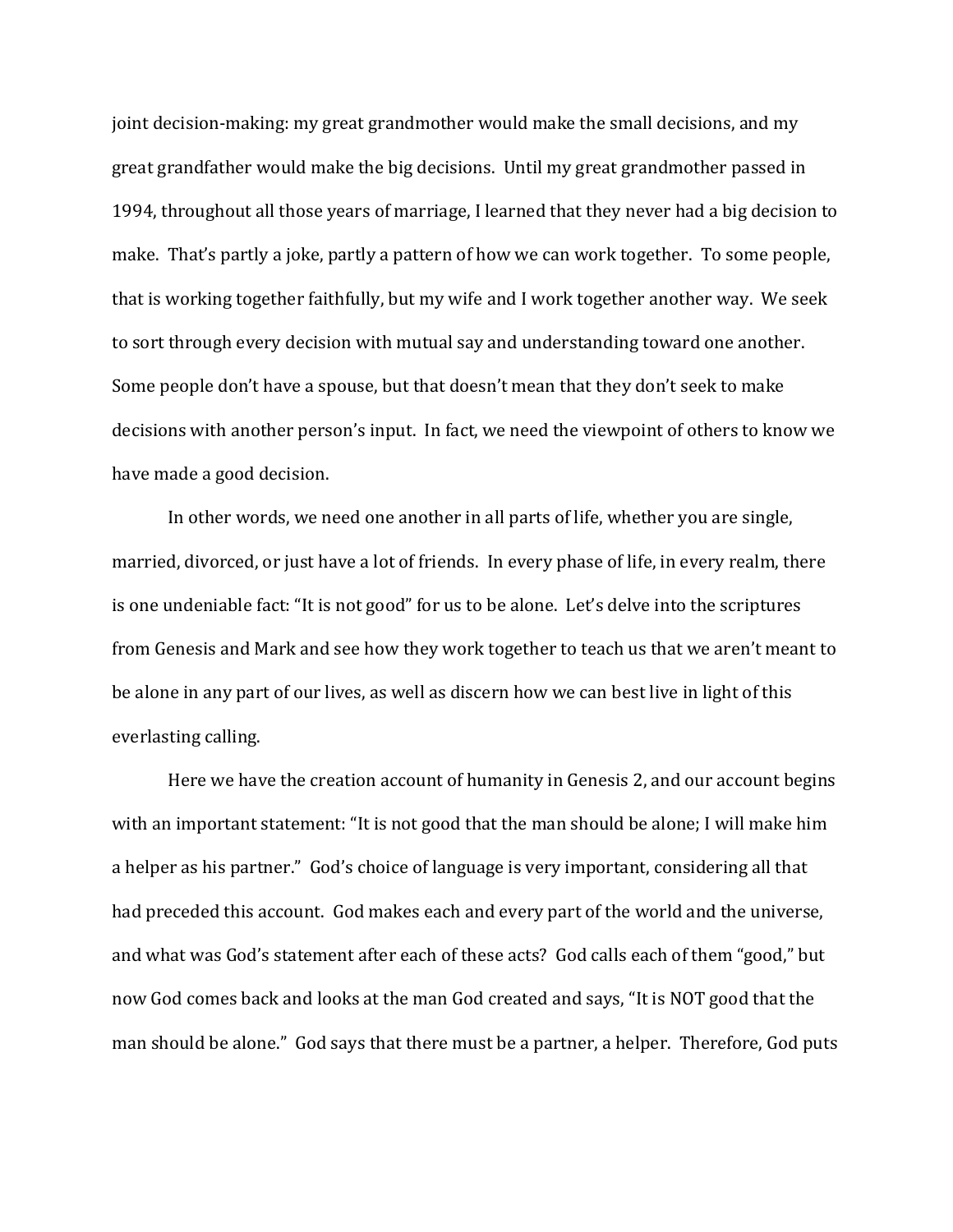joint decision-making: my great grandmother would make the small decisions, and my great grandfather would make the big decisions. Until my great grandmother passed in 1994, throughout all those years of marriage, I learned that they never had a big decision to make. That's partly a joke, partly a pattern of how we can work together. To some people, that is working together faithfully, but my wife and I work together another way. We seek to sort through every decision with mutual say and understanding toward one another. Some people don't have a spouse, but that doesn't mean that they don't seek to make decisions with another person's input. In fact, we need the viewpoint of others to know we have made a good decision.

In other words, we need one another in all parts of life, whether you are single, married, divorced, or just have a lot of friends. In every phase of life, in every realm, there is one undeniable fact: "It is not good" for us to be alone. Let's delve into the scriptures from Genesis and Mark and see how they work together to teach us that we aren't meant to be alone in any part of our lives, as well as discern how we can best live in light of this everlasting calling.

Here we have the creation account of humanity in Genesis 2, and our account begins with an important statement: "It is not good that the man should be alone; I will make him a helper as his partner." God's choice of language is very important, considering all that had preceded this account. God makes each and every part of the world and the universe, and what was God's statement after each of these acts? God calls each of them "good," but now God comes back and looks at the man God created and says, "It is NOT good that the man should be alone." God says that there must be a partner, a helper. Therefore, God puts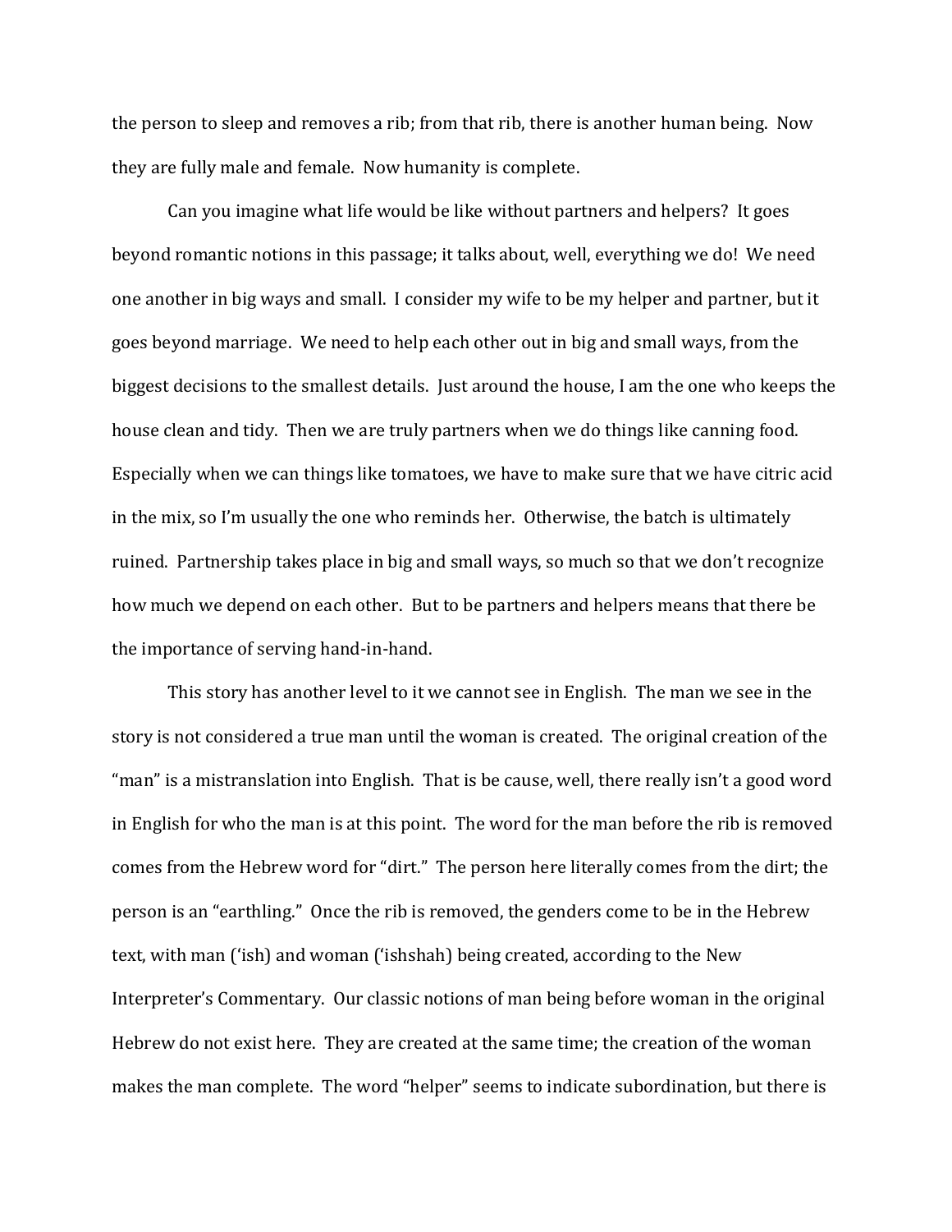the person to sleep and removes a rib; from that rib, there is another human being. Now they are fully male and female. Now humanity is complete.

Can you imagine what life would be like without partners and helpers? It goes beyond romantic notions in this passage; it talks about, well, everything we do! We need one another in big ways and small. I consider my wife to be my helper and partner, but it goes beyond marriage. We need to help each other out in big and small ways, from the biggest decisions to the smallest details. Just around the house, I am the one who keeps the house clean and tidy. Then we are truly partners when we do things like canning food. Especially when we can things like tomatoes, we have to make sure that we have citric acid in the mix, so I'm usually the one who reminds her. Otherwise, the batch is ultimately ruined. Partnership takes place in big and small ways, so much so that we don't recognize how much we depend on each other. But to be partners and helpers means that there be the importance of serving hand-in-hand.

This story has another level to it we cannot see in English. The man we see in the story is not considered a true man until the woman is created. The original creation of the "man" is a mistranslation into English. That is be cause, well, there really isn't a good word in English for who the man is at this point. The word for the man before the rib is removed comes from the Hebrew word for "dirt." The person here literally comes from the dirt; the person is an "earthling." Once the rib is removed, the genders come to be in the Hebrew text, with man ('ish) and woman ('ishshah) being created, according to the New Interpreter's Commentary. Our classic notions of man being before woman in the original Hebrew do not exist here. They are created at the same time; the creation of the woman makes the man complete. The word "helper" seems to indicate subordination, but there is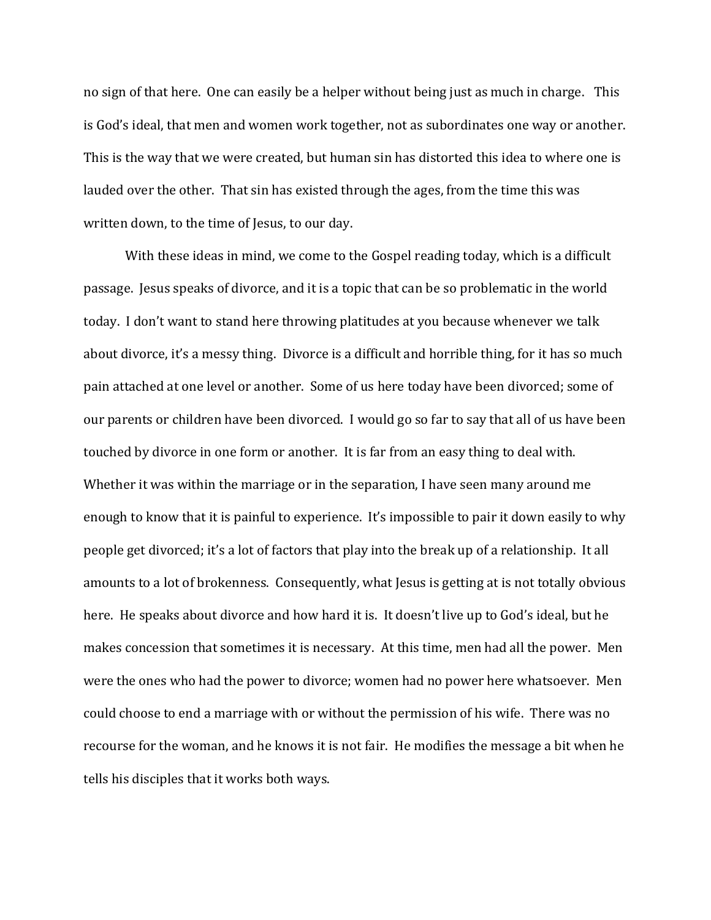no sign of that here. One can easily be a helper without being just as much in charge. This is God's ideal, that men and women work together, not as subordinates one way or another. This is the way that we were created, but human sin has distorted this idea to where one is lauded over the other. That sin has existed through the ages, from the time this was written down, to the time of Jesus, to our day.

With these ideas in mind, we come to the Gospel reading today, which is a difficult passage. Jesus speaks of divorce, and it is a topic that can be so problematic in the world today. I don't want to stand here throwing platitudes at you because whenever we talk about divorce, it's a messy thing. Divorce is a difficult and horrible thing, for it has so much pain attached at one level or another. Some of us here today have been divorced; some of our parents or children have been divorced. I would go so far to say that all of us have been touched by divorce in one form or another. It is far from an easy thing to deal with. Whether it was within the marriage or in the separation, I have seen many around me enough to know that it is painful to experience. It's impossible to pair it down easily to why people get divorced; it's a lot of factors that play into the break up of a relationship. It all amounts to a lot of brokenness. Consequently, what Jesus is getting at is not totally obvious here. He speaks about divorce and how hard it is. It doesn't live up to God's ideal, but he makes concession that sometimes it is necessary. At this time, men had all the power. Men were the ones who had the power to divorce; women had no power here whatsoever. Men could choose to end a marriage with or without the permission of his wife. There was no recourse for the woman, and he knows it is not fair. He modifies the message a bit when he tells his disciples that it works both ways.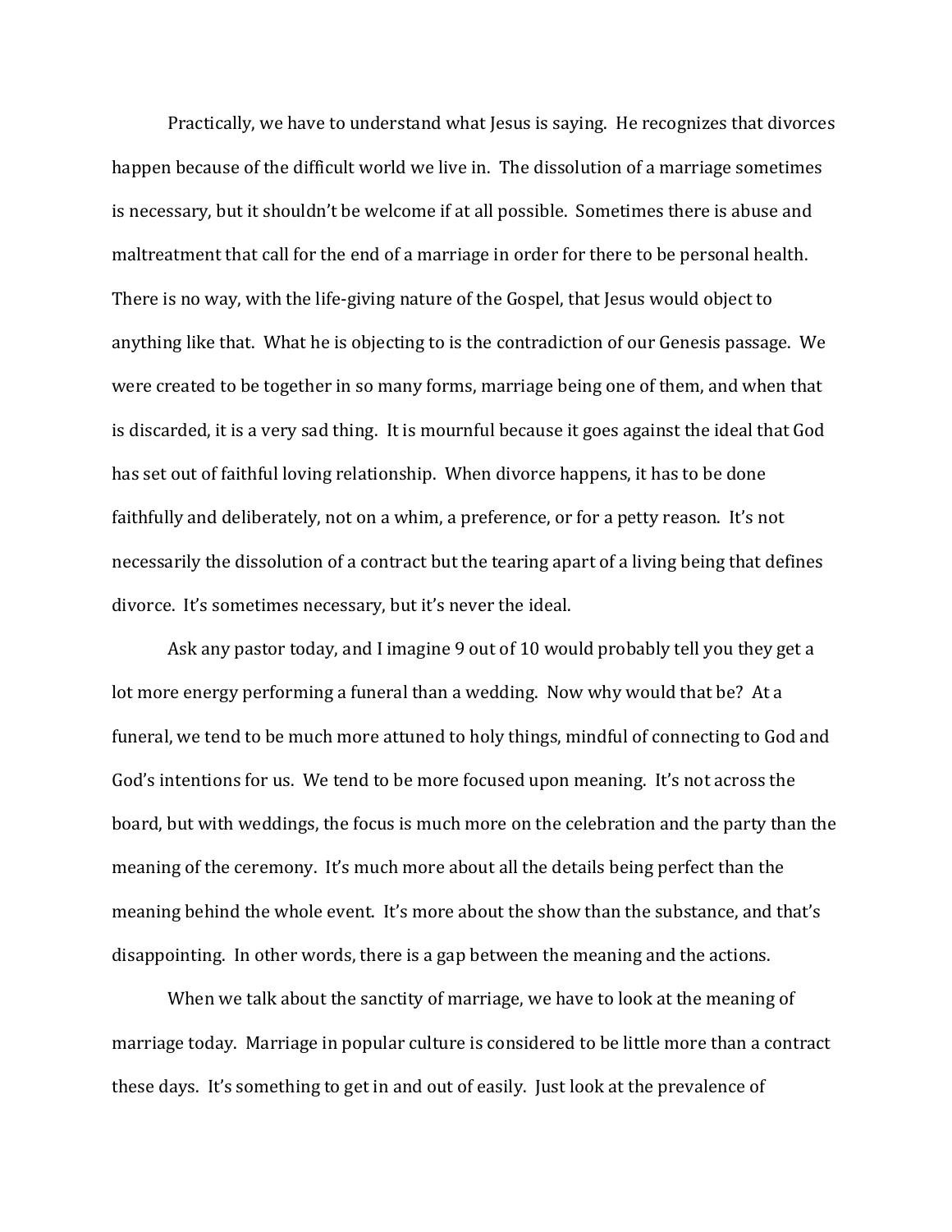Practically, we have to understand what Jesus is saying. He recognizes that divorces happen because of the difficult world we live in. The dissolution of a marriage sometimes is necessary, but it shouldn't be welcome if at all possible. Sometimes there is abuse and maltreatment that call for the end of a marriage in order for there to be personal health. There is no way, with the life-giving nature of the Gospel, that Jesus would object to anything like that. What he is objecting to is the contradiction of our Genesis passage. We were created to be together in so many forms, marriage being one of them, and when that is discarded, it is a very sad thing. It is mournful because it goes against the ideal that God has set out of faithful loving relationship. When divorce happens, it has to be done faithfully and deliberately, not on a whim, a preference, or for a petty reason. It's not necessarily the dissolution of a contract but the tearing apart of a living being that defines divorce. It's sometimes necessary, but it's never the ideal.

Ask any pastor today, and I imagine 9 out of 10 would probably tell you they get a lot more energy performing a funeral than a wedding. Now why would that be? At a funeral, we tend to be much more attuned to holy things, mindful of connecting to God and God's intentions for us. We tend to be more focused upon meaning. It's not across the board, but with weddings, the focus is much more on the celebration and the party than the meaning of the ceremony. It's much more about all the details being perfect than the meaning behind the whole event. It's more about the show than the substance, and that's disappointing. In other words, there is a gap between the meaning and the actions.

When we talk about the sanctity of marriage, we have to look at the meaning of marriage today. Marriage in popular culture is considered to be little more than a contract these days. It's something to get in and out of easily. Just look at the prevalence of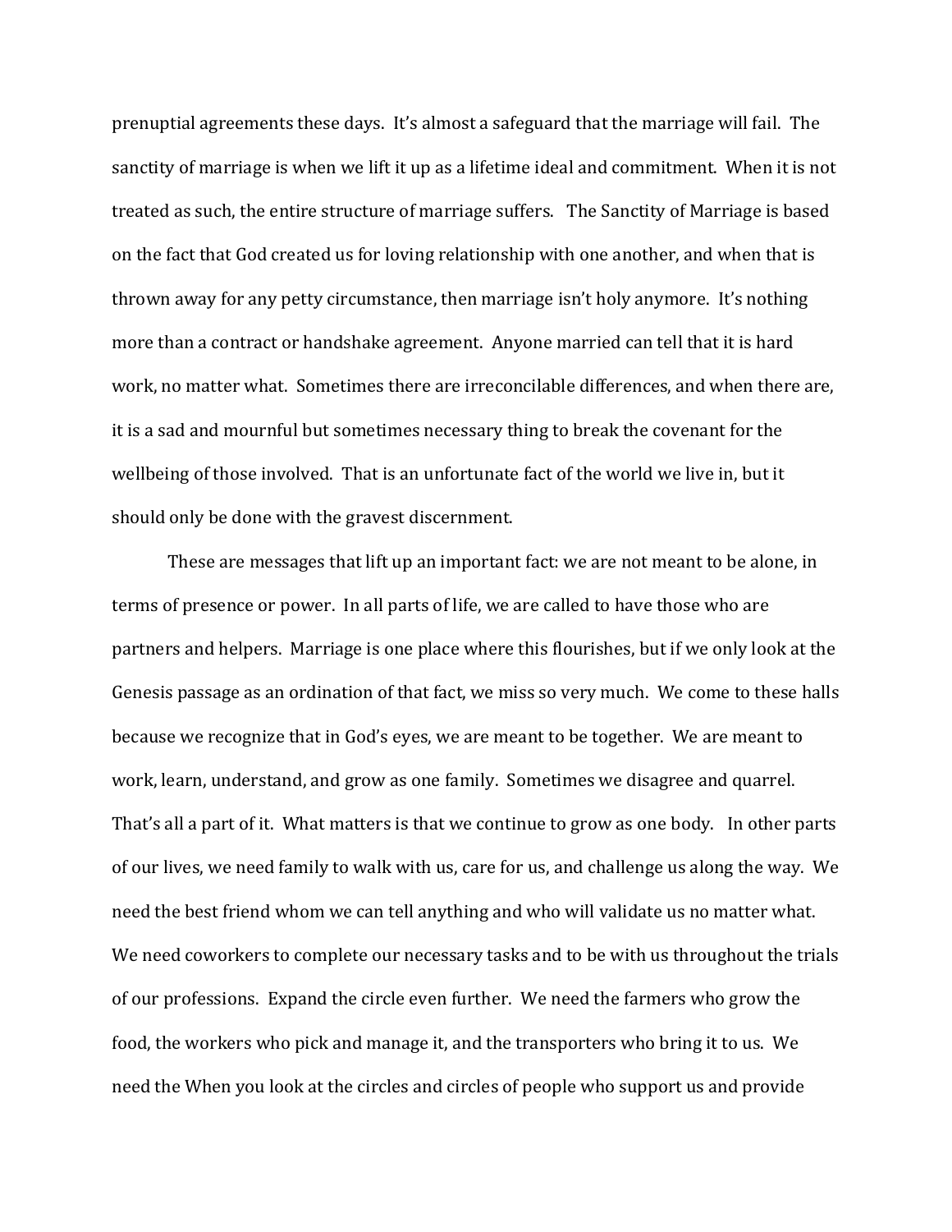prenuptial agreements these days. It's almost a safeguard that the marriage will fail. The sanctity of marriage is when we lift it up as a lifetime ideal and commitment. When it is not treated as such, the entire structure of marriage suffers. The Sanctity of Marriage is based on the fact that God created us for loving relationship with one another, and when that is thrown away for any petty circumstance, then marriage isn't holy anymore. It's nothing more than a contract or handshake agreement. Anyone married can tell that it is hard work, no matter what. Sometimes there are irreconcilable differences, and when there are, it is a sad and mournful but sometimes necessary thing to break the covenant for the wellbeing of those involved. That is an unfortunate fact of the world we live in, but it should only be done with the gravest discernment.

These are messages that lift up an important fact: we are not meant to be alone, in terms of presence or power. In all parts of life, we are called to have those who are partners and helpers. Marriage is one place where this flourishes, but if we only look at the Genesis passage as an ordination of that fact, we miss so very much. We come to these halls because we recognize that in God's eyes, we are meant to be together. We are meant to work, learn, understand, and grow as one family. Sometimes we disagree and quarrel. That's all a part of it. What matters is that we continue to grow as one body. In other parts of our lives, we need family to walk with us, care for us, and challenge us along the way. We need the best friend whom we can tell anything and who will validate us no matter what. We need coworkers to complete our necessary tasks and to be with us throughout the trials of our professions. Expand the circle even further. We need the farmers who grow the food, the workers who pick and manage it, and the transporters who bring it to us. We need the When you look at the circles and circles of people who support us and provide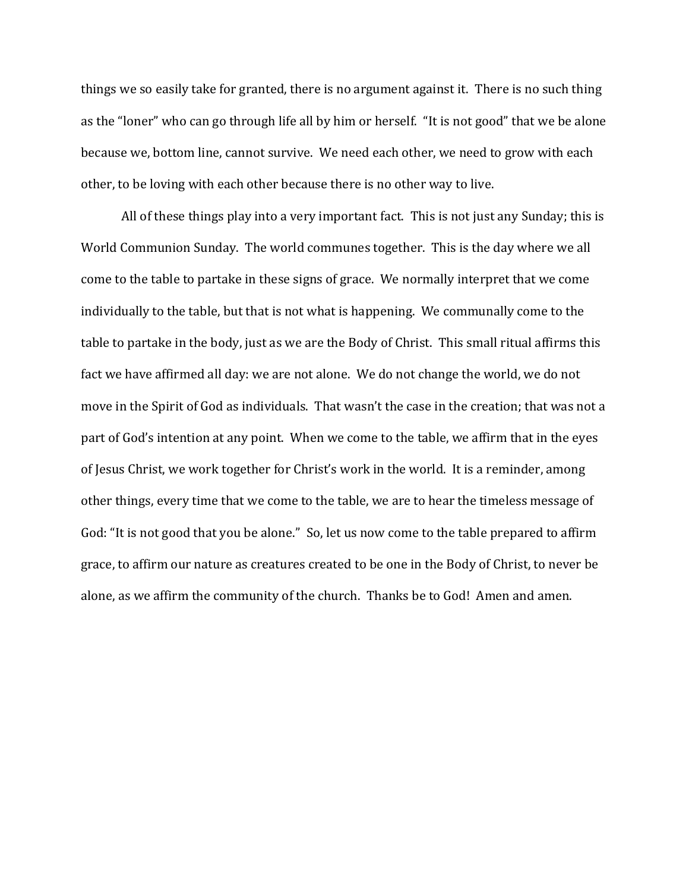things we so easily take for granted, there is no argument against it. There is no such thing as the "loner" who can go through life all by him or herself. "It is not good" that we be alone because we, bottom line, cannot survive. We need each other, we need to grow with each other, to be loving with each other because there is no other way to live.

All of these things play into a very important fact. This is not just any Sunday; this is World Communion Sunday. The world communes together. This is the day where we all come to the table to partake in these signs of grace. We normally interpret that we come individually to the table, but that is not what is happening. We communally come to the table to partake in the body, just as we are the Body of Christ. This small ritual affirms this fact we have affirmed all day: we are not alone. We do not change the world, we do not move in the Spirit of God as individuals. That wasn't the case in the creation; that was not a part of God's intention at any point. When we come to the table, we affirm that in the eyes of Jesus Christ, we work together for Christ's work in the world. It is a reminder, among other things, every time that we come to the table, we are to hear the timeless message of God: "It is not good that you be alone." So, let us now come to the table prepared to affirm grace, to affirm our nature as creatures created to be one in the Body of Christ, to never be alone, as we affirm the community of the church. Thanks be to God! Amen and amen.